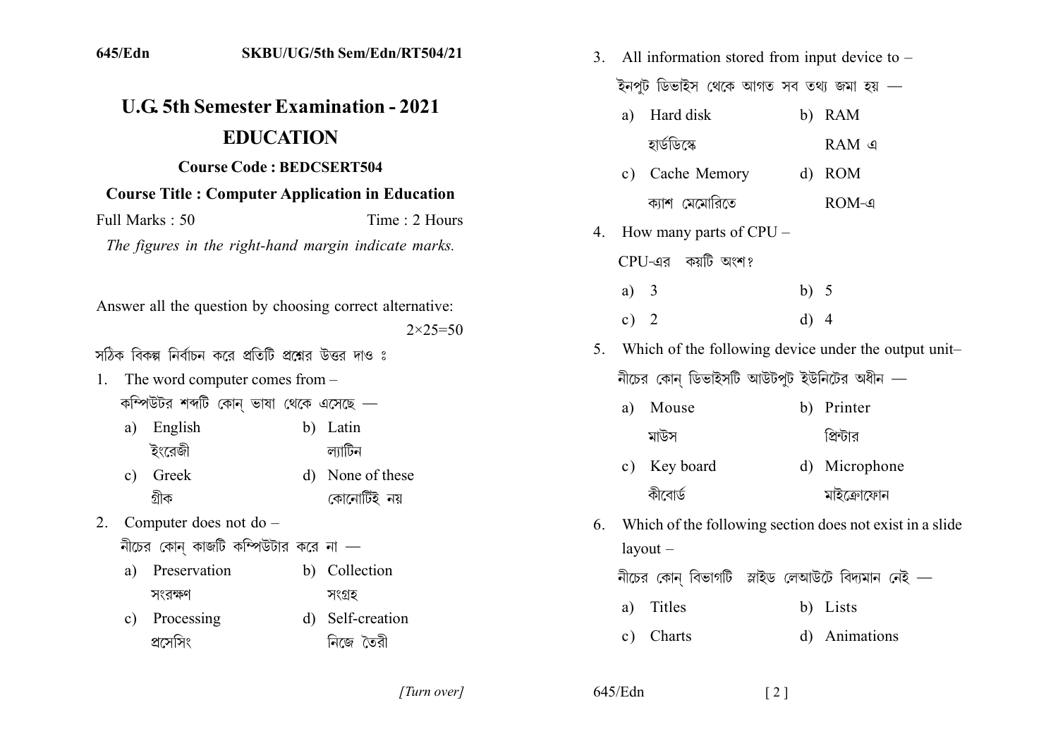645/Edn SKBU/UG/5th Sem/Edn/RT504/21

# U.G. 5th Semester Examination - 2021

## EDUCATION

**Course Code : BEDCSERT504**

**Course Title : Computer Application in Education**

Full Marks : 50 Time : 2 Hours

*The figures in the right-hand margin indicate marks.*

Answer all the question by choosing correct alternative: 2×25=50

সঠিক বিকল্প নির্বাচন করে প্রতিটি প্রশ্নের উত্তর দাও ঃ

1. The word computer comes from –
   কম্পিউটর শব্দটি কোন্ ভাষা থেকে এসেছে —
   a) English
      ইংরেজী
   b) Latin
      ল্যাটিন
   c) Greek
      গ্রীক
   d) None of these
      কোনোটিই নয়

2. Computer does not do –
   নীচের কোন্ কাজটি কম্পিউটার করে না —
   a) Preservation
      সংরক্ষণ
   b) Collection
      সংগ্রহ
   c) Processing
      প্রসেসিং
   d) Self-creation
      নিজে তৈরী

3. All information stored from input device to –
   ইনপুট ডিভাইস থেকে আগত সব তথ্য জমা হয় —
   a) Hard disk
      হার্ডডিস্কে
   b) RAM
      RAM এ
   c) Cache Memory
      ক্যাশ মেমোরিতে
   d) ROM
      ROM-এ

4. How many parts of CPU –
   CPU-এর কয়টি অংশ?
   a) 3
   b) 5
   c) 2
   d) 4

5. Which of the following device under the output unit–
   নীচের কোন্ ডিভাইসটি আউটপুট ইউনিটের অধীন —
   a) Mouse
      মাউস
   b) Printer
      প্রিন্টার
   c) Key board
      কীবোর্ড
   d) Microphone
      মাইক্রোফোন

6. Which of the following section does not exist in a slide layout –
   নীচের কোন্ বিভাগটি স্লাইড লেআউটে বিদ্যমান নেই —
   a) Titles
   b) Lists
   c) Charts
   d) Animations

[Turn over]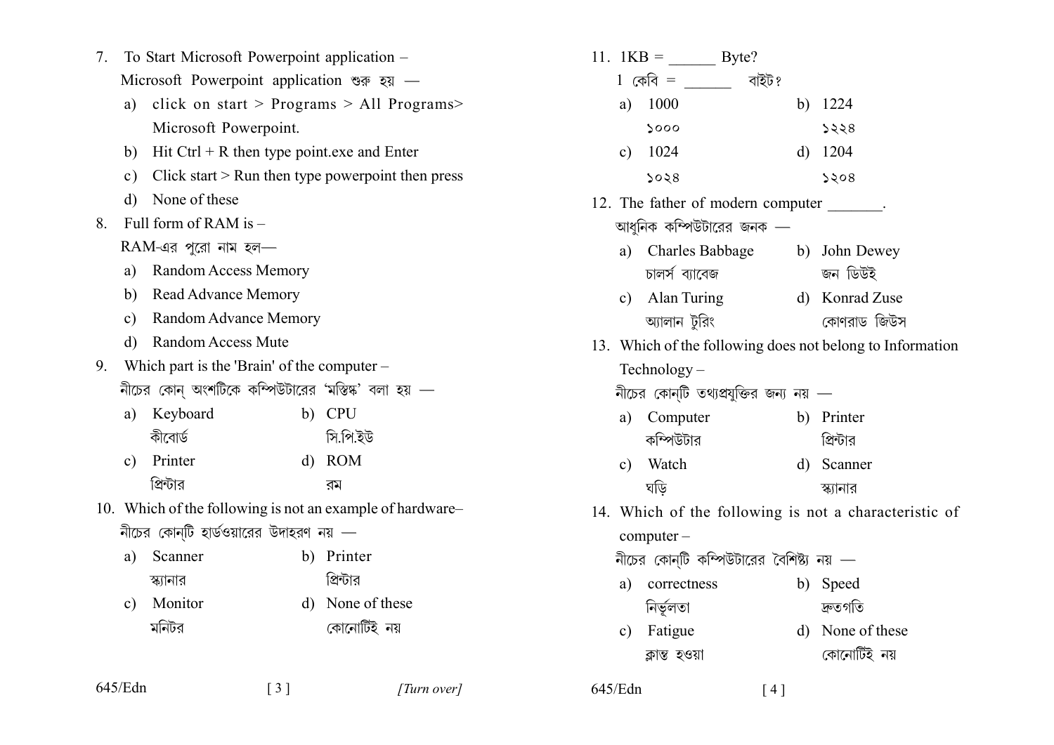7. To Start Microsoft Powerpoint application –
   Microsoft Powerpoint application শুরু হয় —
   a) click on start > Programs > All Programs> Microsoft Powerpoint.
   b) Hit Ctrl + R then type point.exe and Enter
   c) Click start > Run then type powerpoint then press
   d) None of these

8. Full form of RAM is –
   RAM-এর পুরো নাম হল—
   a) Random Access Memory
   b) Read Advance Memory
   c) Random Advance Memory
   d) Random Access Mute

9. Which part is the 'Brain' of the computer –
   নীচের কোন্ অংশটিকে কম্পিউটারের 'মস্তিষ্ক' বলা হয় —
   a) Keyboard
      কীবোর্ড
   b) CPU
      সি.পি.ইউ
   c) Printer
      প্রিন্টার
   d) ROM
      রম

10. Which of the following is not an example of hardware–
    নীচের কোন্টি হার্ডওয়ারের উদাহরণ নয় —
    a) Scanner
       স্ক্যানার
    b) Printer
       প্রিন্টার
    c) Monitor
       মনিটর
    d) None of these
       কোনোটিই নয়

11. 1KB = ______ Byte?
    1 কেবি = ______ বাইট?
    a) 1000
       ১০০০
    b) 1224
       ১২২৪
    c) 1024
       ১০২৪
    d) 1204
       ১২০৪

12. The father of modern computer _______.
    আধুনিক কম্পিউটারের জনক —
    a) Charles Babbage
       চার্লস ব্যাবেজ
    b) John Dewey
       জন ডিউই
    c) Alan Turing
       অ্যালান টুরিং
    d) Konrad Zuse
       কোণরাড জিউস

13. Which of the following does not belong to Information Technology –
    নীচের কোন্টি তথ্যপ্রযুক্তির জন্য নয় —
    a) Computer
       কম্পিউটার
    b) Printer
       প্রিন্টার
    c) Watch
       ঘড়ি
    d) Scanner
       স্ক্যানার

14. Which of the following is not a characteristic of computer –
    নীচের কোন্টি কম্পিউটারের বৈশিষ্ট্য নয় —
    a) correctness
       নির্ভুলতা
    b) Speed
       দ্রুতগতি
    c) Fatigue
       ক্লান্ত হওয়া
    d) None of these
       কোনোটিই নয়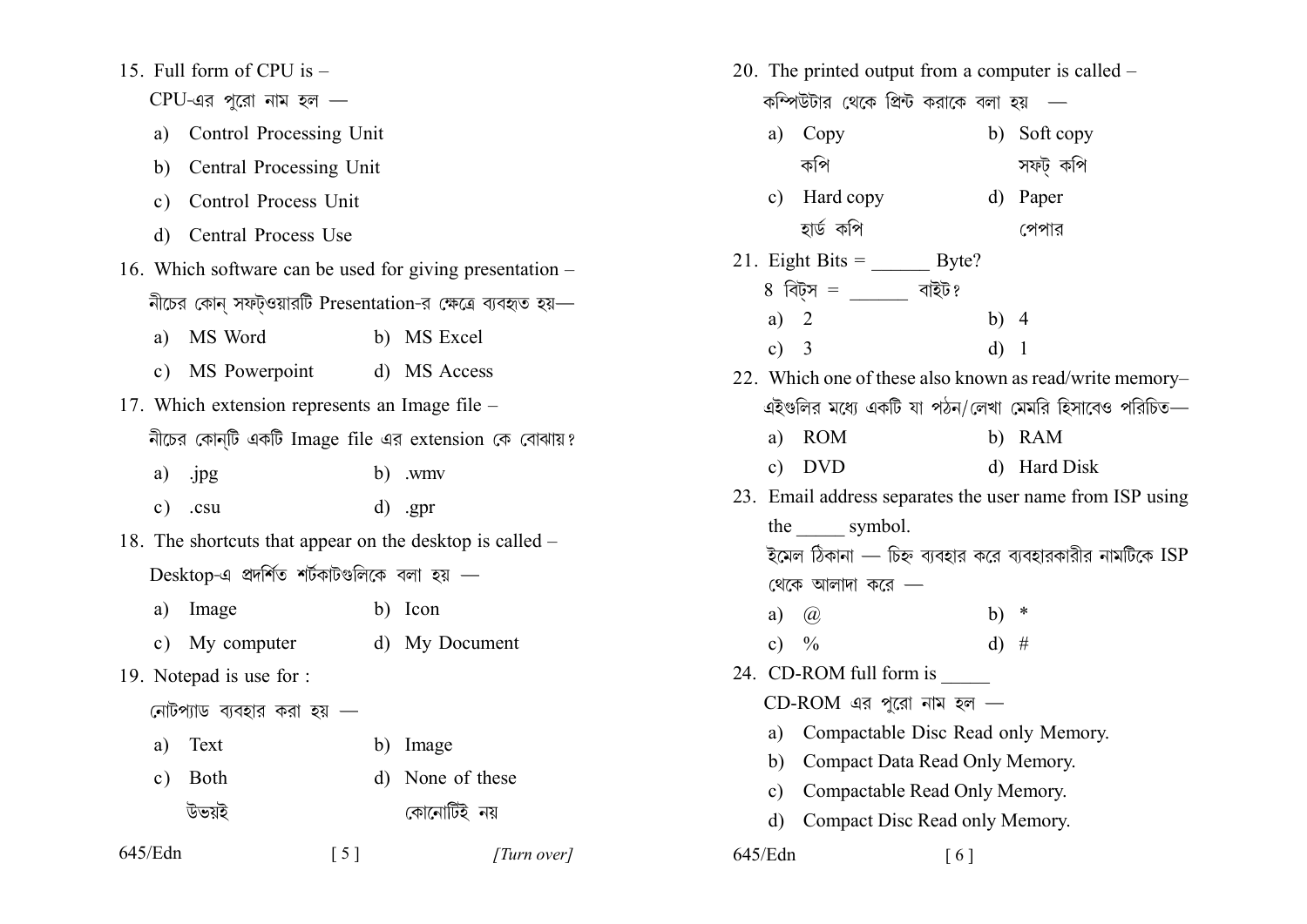15. Full form of CPU is –

CPU-এর পুরো নাম হল —

a) Control Processing Unit

b) Central Processing Unit

c) Control Process Unit

d) Central Process Use

16. Which software can be used for giving presentation –

নীচের কোন্ সফট্ওয়ারটি Presentation-র ক্ষেত্রে ব্যবহৃত হয়—

a) MS Word

b) MS Excel

c) MS Powerpoint

d) MS Access

17. Which extension represents an Image file –

নীচের কোন্টি একটি Image file এর extension কে বোঝায়?

a) .jpg

b) .wmv

c) .csu

d) .gpr

18. The shortcuts that appear on the desktop is called –

Desktop-এ প্রদর্শিত শর্টকাটগুলিকে বলা হয় —

a) Image

b) Icon

c) My computer

d) My Document

19. Notepad is use for :

নোটপ্যাড ব্যবহার করা হয় —

a) Text

b) Image

c) Both
উভয়ই

d) None of these
কোনোটিই নয়

20. The printed output from a computer is called –

কম্পিউটার থেকে প্রিন্ট করাকে বলা হয় —

a) Copy
কপি

b) Soft copy
সফট্ কপি

c) Hard copy
হার্ড কপি

d) Paper
পেপার

21. Eight Bits = ______ Byte?

8 বিট্স = ______ বাইট?

a) 2

b) 4

c) 3

d) 1

22. Which one of these also known as read/write memory–

এইগুলির মধ্যে একটি যা পঠন/লেখা মেমরি হিসাবেও পরিচিত—

a) ROM

b) RAM

c) DVD

d) Hard Disk

23. Email address separates the user name from ISP using the _____ symbol.

ইমেল ঠিকানা — চিহ্ন ব্যবহার করে ব্যবহারকারীর নামটিকে ISP থেকে আলাদা করে —

a) @

b) *

c) %

d) #

24. CD-ROM full form is _____

CD-ROM এর পুরো নাম হল —

a) Compactable Disc Read only Memory.

b) Compact Data Read Only Memory.

c) Compactable Read Only Memory.

d) Compact Disc Read only Memory.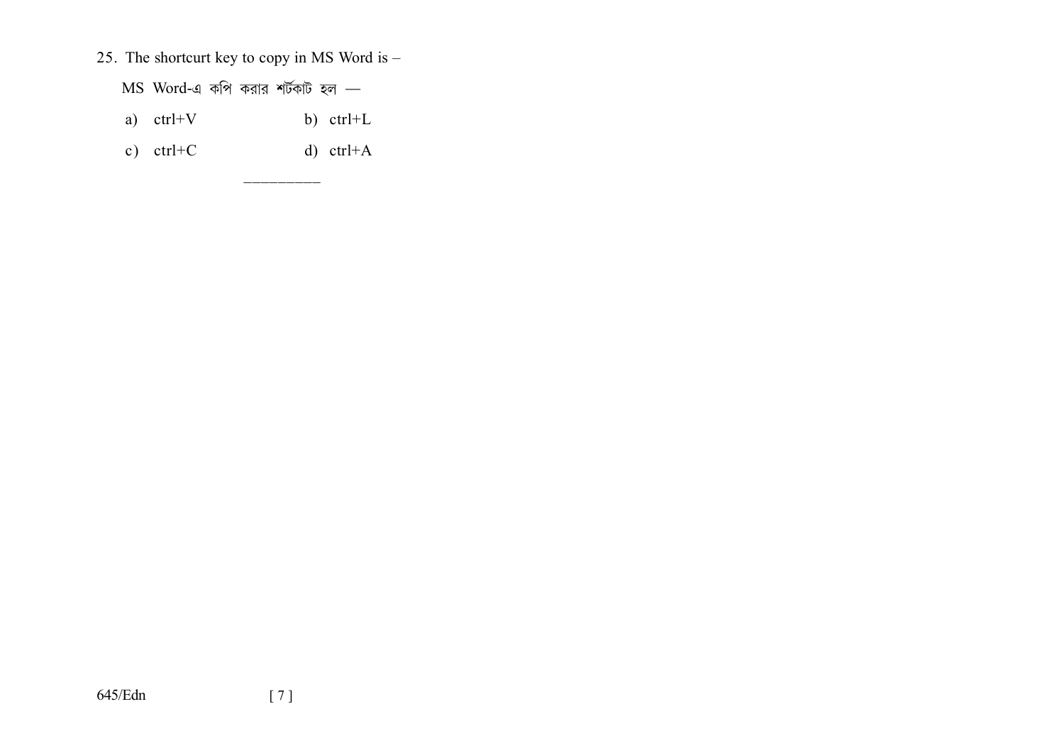25. The shortcurt key to copy in MS Word is –

MS Word-এ কপি করার শর্টকাট হল —

a) ctrl+V  b) ctrl+L

c) ctrl+C  d) ctrl+A

———————

645/Edn